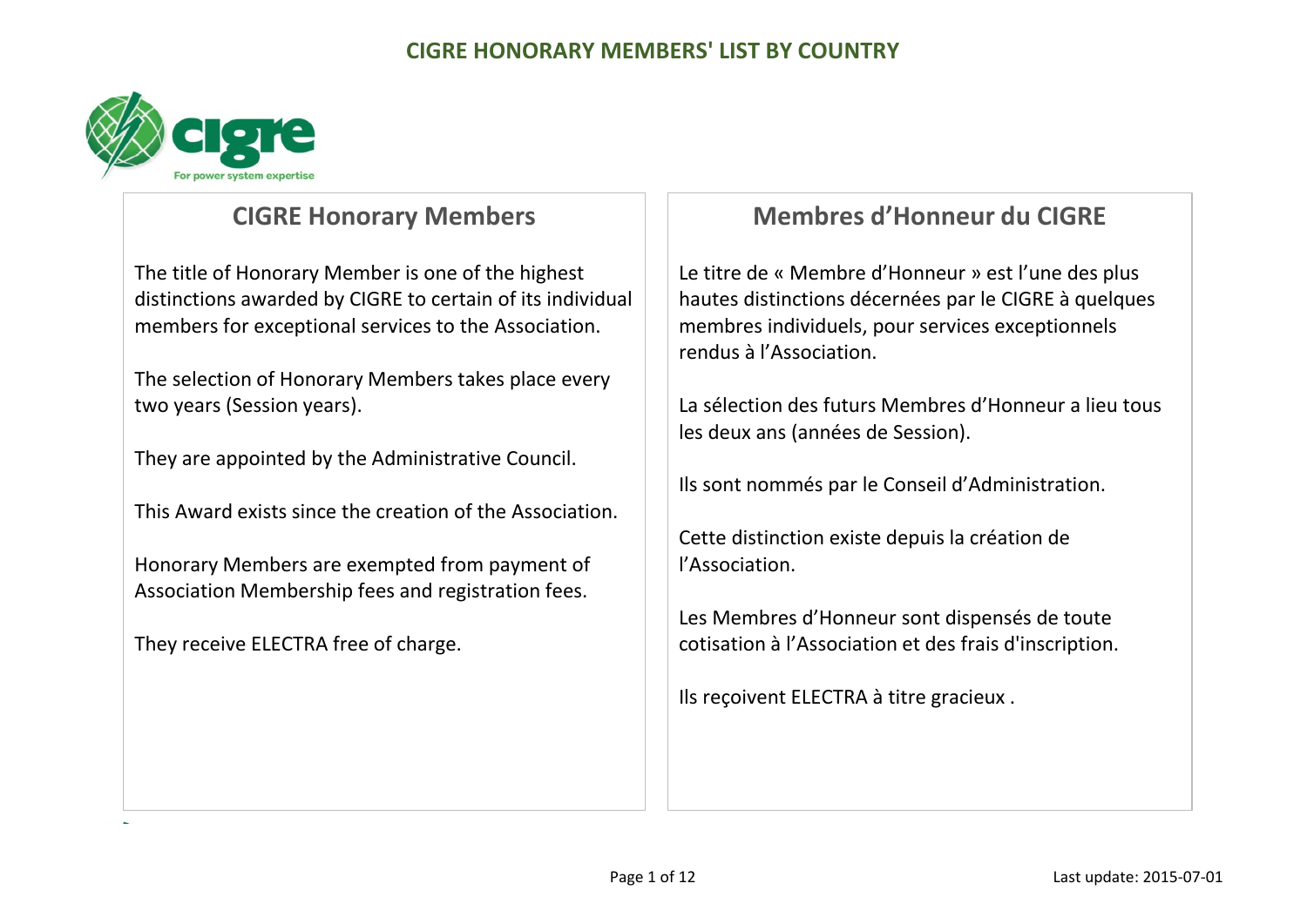# CIGRE HONORARY MEMBERS' LIST BY COUNTRY

## CIGRE Honorary Members

The title of Honorary Member is one of the highest distinctions awarded by CIGRE to certain of its individual members for exceptional services to the Association.

The selection of Honorary Members takes place every two years (Session years).

They are appointed by the Administrative Council.

This Award exists since the creation of the Association.

Honorary Members are exempted from payment of Association Membership fees and registration fees.

They receive ELECTRA free of charge.

## Membres d'Honneur du CIGRE

Le titre de « Membre d'Honneur » est l'une des plus hautes distinctions décernées par le CIGRE à quelques membres individuels, pour services exceptionnels rendus à l'Association.

La sélection des futurs Membres d'Honneur a lieu tous les deux ans (années de Session).

Ils sont nommés par le Conseil d'Administration.

Cette distinction existe depuis la création de l'Association.

Les Membres d'Honneur sont dispensés de toute cotisation à l'Association et des frais d'inscription.

Ils reçoivent ELECTRA à titre gracieux .

Last update: 2015-07-01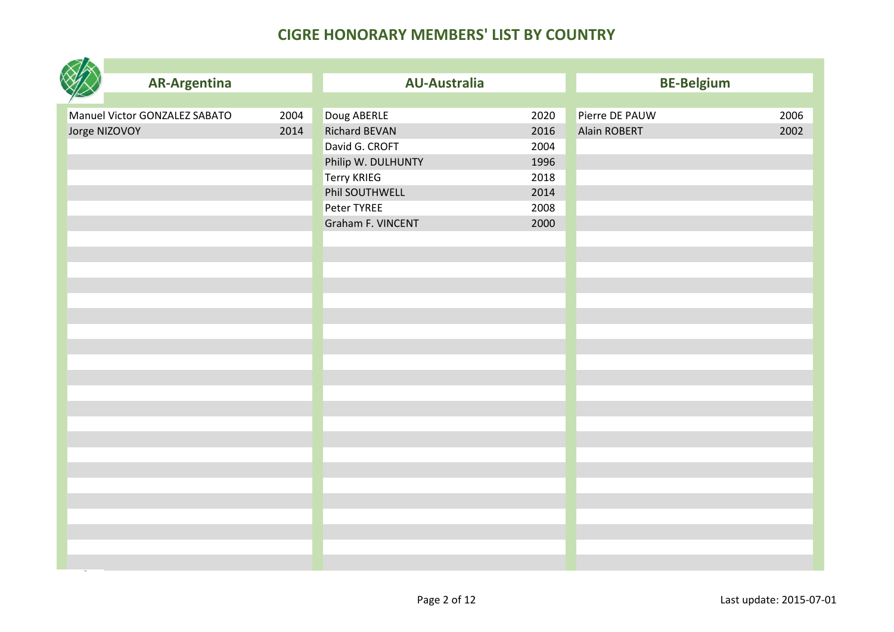# CIGRE HONORARY MEMBERS' LIST BY COUNTRY

## AR-Argentina

| Name | Year |
|---|---|
| Manuel Victor GONZALEZ SABATO | 2004 |
| Jorge NIZOVOY | 2014 |

## AU-Australia

| Name | Year |
|---|---|
| Doug ABERLE | 2020 |
| Richard BEVAN | 2016 |
| David G. CROFT | 2004 |
| Philip W. DULHUNTY | 1996 |
| Terry KRIEG | 2018 |
| Phil SOUTHWELL | 2014 |
| Peter TYREE | 2008 |
| Graham F. VINCENT | 2000 |

## BE-Belgium

| Name | Year |
|---|---|
| Pierre DE PAUW | 2006 |
| Alain ROBERT | 2002 |

Last update: 2015-07-01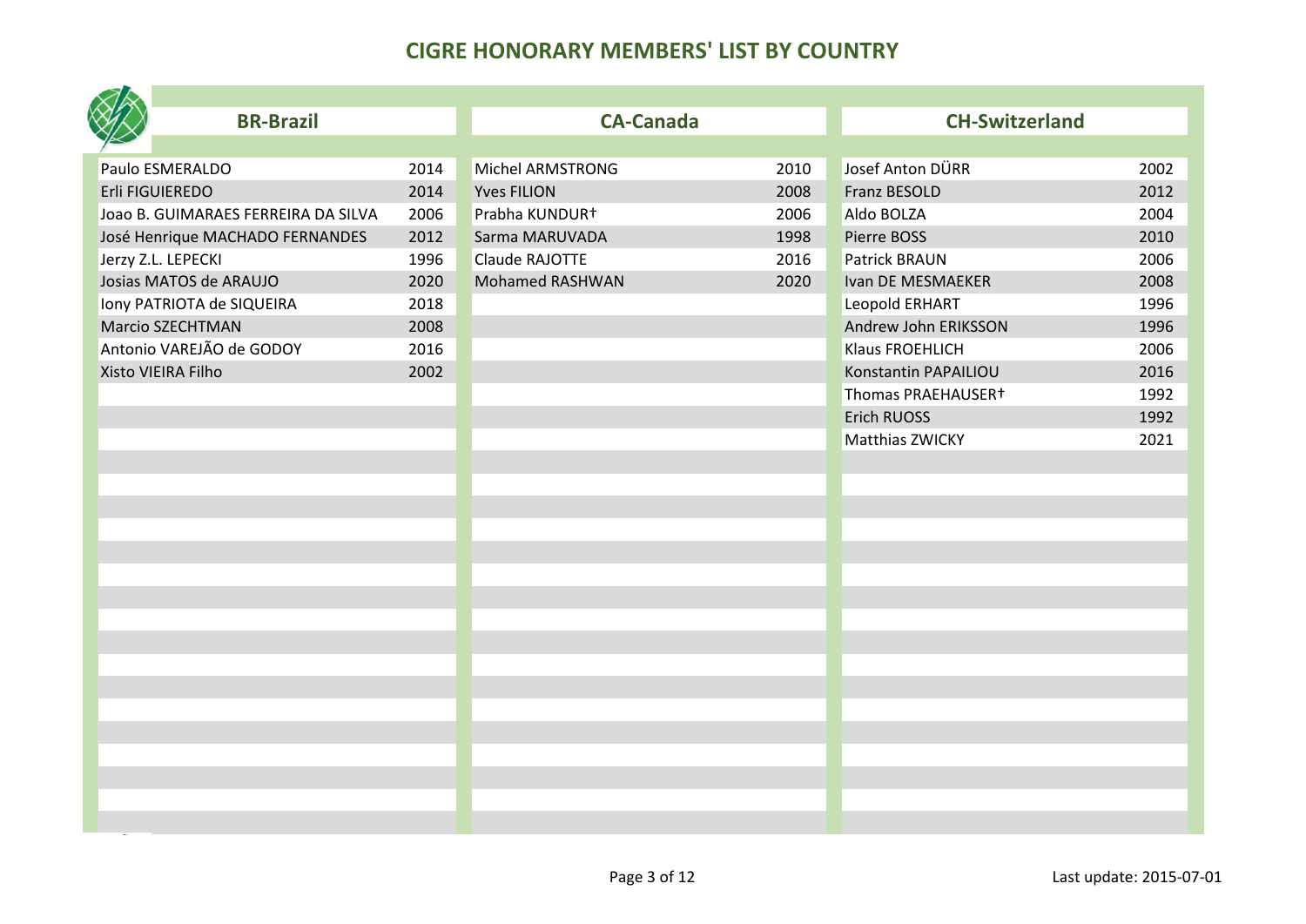# CIGRE HONORARY MEMBERS' LIST BY COUNTRY

## BR-Brazil

| Name | Year |
|---|---|
| Paulo ESMERALDO | 2014 |
| Erli FIGUIEREDO | 2014 |
| Joao B. GUIMARAES FERREIRA DA SILVA | 2006 |
| José Henrique MACHADO FERNANDES | 2012 |
| Jerzy Z.L. LEPECKI | 1996 |
| Josias MATOS de ARAUJO | 2020 |
| Iony PATRIOTA de SIQUEIRA | 2018 |
| Marcio SZECHTMAN | 2008 |
| Antonio VAREJÃO de GODOY | 2016 |
| Xisto VIEIRA Filho | 2002 |

## CA-Canada

| Name | Year |
|---|---|
| Michel ARMSTRONG | 2010 |
| Yves FILION | 2008 |
| Prabha KUNDUR† | 2006 |
| Sarma MARUVADA | 1998 |
| Claude RAJOTTE | 2016 |
| Mohamed RASHWAN | 2020 |

## CH-Switzerland

| Name | Year |
|---|---|
| Josef Anton DÜRR | 2002 |
| Franz BESOLD | 2012 |
| Aldo BOLZA | 2004 |
| Pierre BOSS | 2010 |
| Patrick BRAUN | 2006 |
| Ivan DE MESMAEKER | 2008 |
| Leopold ERHART | 1996 |
| Andrew John ERIKSSON | 1996 |
| Klaus FROEHLICH | 2006 |
| Konstantin PAPAILIOU | 2016 |
| Thomas PRAEHAUSER† | 1992 |
| Erich RUOSS | 1992 |
| Matthias ZWICKY | 2021 |

Last update: 2015-07-01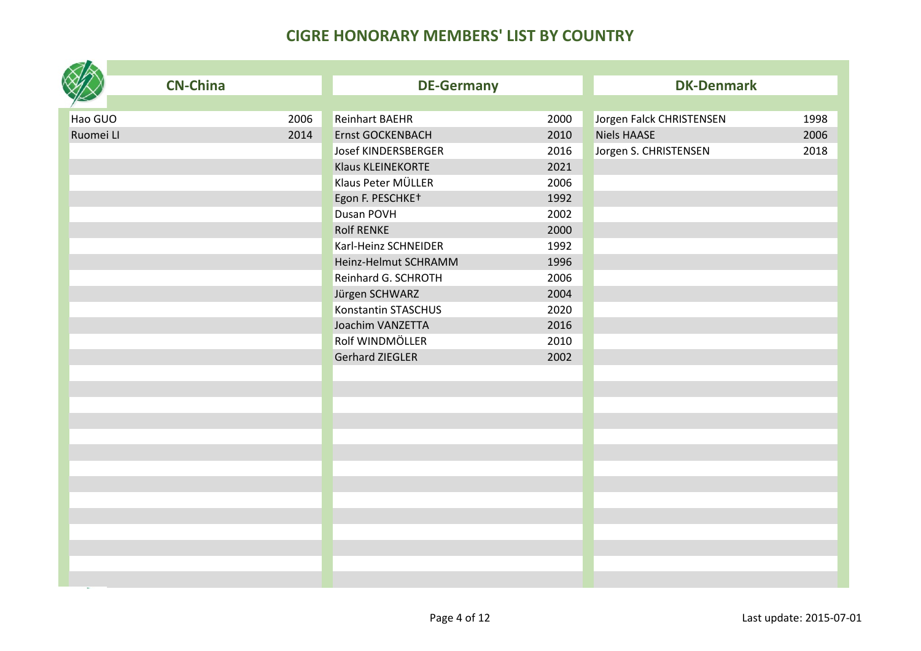# CIGRE HONORARY MEMBERS' LIST BY COUNTRY

## CN-China

| Name | Year |
|---|---|
| Hao GUO | 2006 |
| Ruomei LI | 2014 |

## DE-Germany

| Name | Year |
|---|---|
| Reinhart BAEHR | 2000 |
| Ernst GOCKENBACH | 2010 |
| Josef KINDERSBERGER | 2016 |
| Klaus KLEINEKORTE | 2021 |
| Klaus Peter MÜLLER | 2006 |
| Egon F. PESCHKE† | 1992 |
| Dusan POVH | 2002 |
| Rolf RENKE | 2000 |
| Karl-Heinz SCHNEIDER | 1992 |
| Heinz-Helmut SCHRAMM | 1996 |
| Reinhard G. SCHROTH | 2006 |
| Jürgen SCHWARZ | 2004 |
| Konstantin STASCHUS | 2020 |
| Joachim VANZETTA | 2016 |
| Rolf WINDMÖLLER | 2010 |
| Gerhard ZIEGLER | 2002 |

## DK-Denmark

| Name | Year |
|---|---|
| Jorgen Falck CHRISTENSEN | 1998 |
| Niels HAASE | 2006 |
| Jorgen S. CHRISTENSEN | 2018 |

Last update: 2015-07-01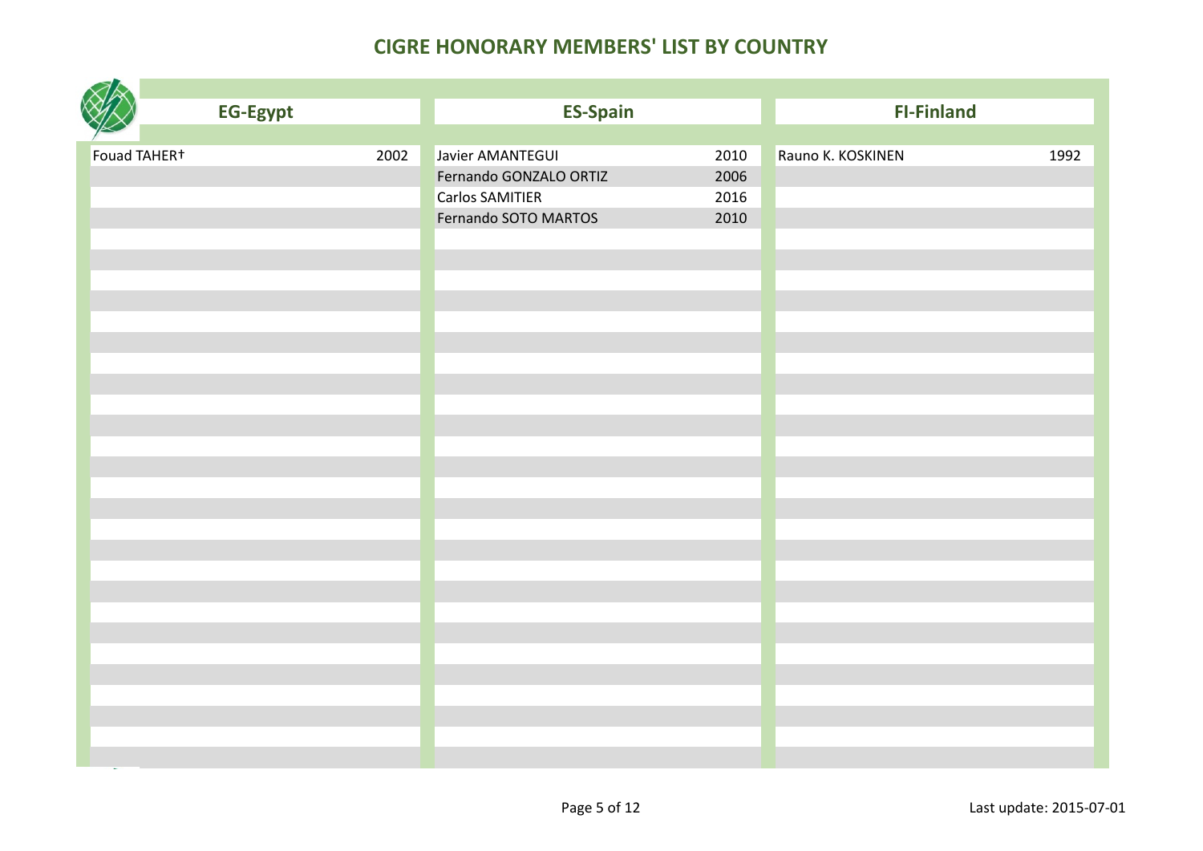# CIGRE HONORARY MEMBERS' LIST BY COUNTRY

## EG-Egypt

| Name | Year |
|---|---|
| Fouad TAHER† | 2002 |

## ES-Spain

| Name | Year |
|---|---|
| Javier AMANTEGUI | 2010 |
| Fernando GONZALO ORTIZ | 2006 |
| Carlos SAMITIER | 2016 |
| Fernando SOTO MARTOS | 2010 |

## FI-Finland

| Name | Year |
|---|---|
| Rauno K. KOSKINEN | 1992 |

Last update: 2015-07-01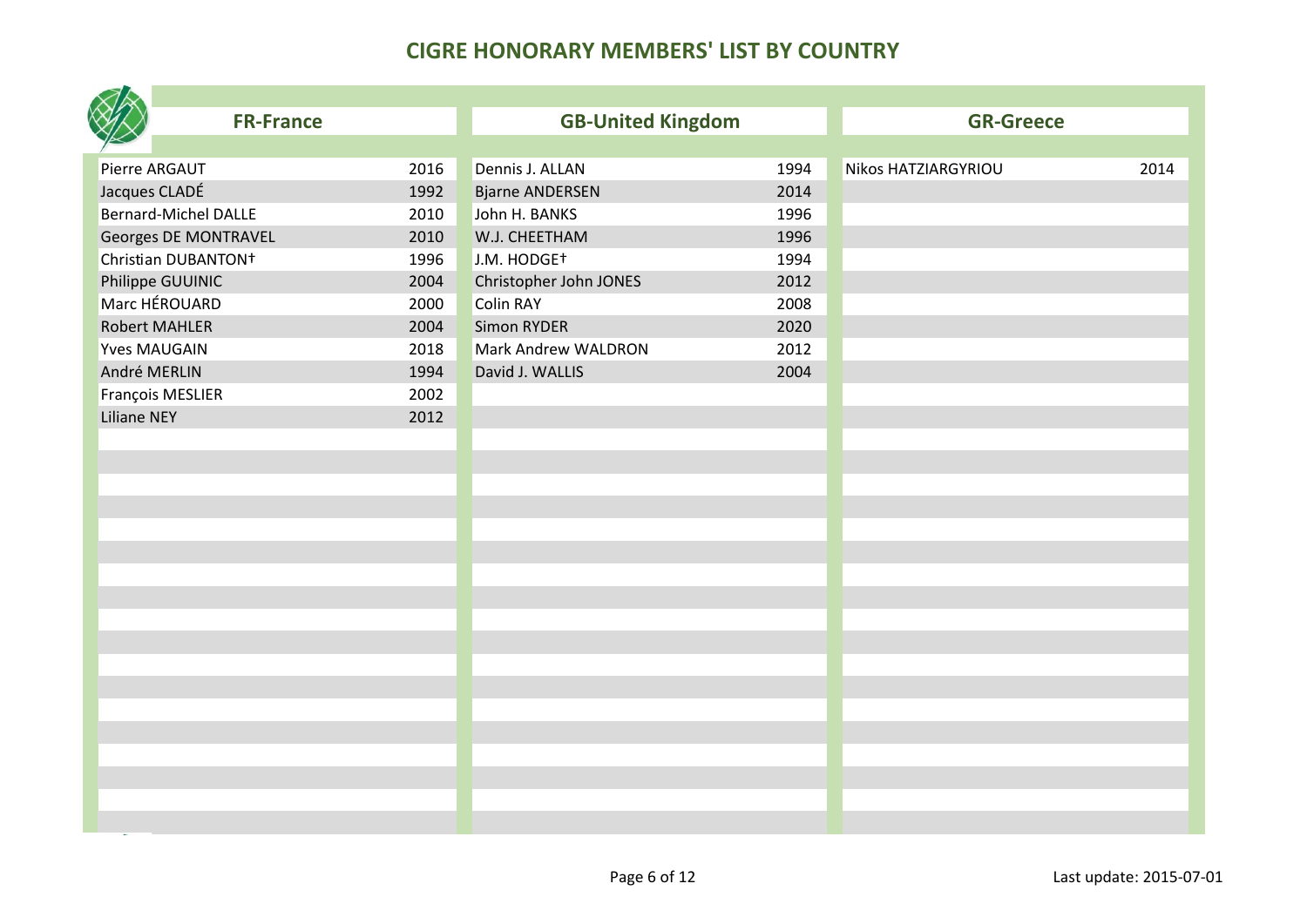# CIGRE HONORARY MEMBERS' LIST BY COUNTRY

## FR-France

| Name | Year |
|---|---|
| Pierre ARGAUT | 2016 |
| Jacques CLADÉ | 1992 |
| Bernard-Michel DALLE | 2010 |
| Georges DE MONTRAVEL | 2010 |
| Christian DUBANTON† | 1996 |
| Philippe GUUINIC | 2004 |
| Marc HÉROUARD | 2000 |
| Robert MAHLER | 2004 |
| Yves MAUGAIN | 2018 |
| André MERLIN | 1994 |
| François MESLIER | 2002 |
| Liliane NEY | 2012 |

## GB-United Kingdom

| Name | Year |
|---|---|
| Dennis J. ALLAN | 1994 |
| Bjarne ANDERSEN | 2014 |
| John H. BANKS | 1996 |
| W.J. CHEETHAM | 1996 |
| J.M. HODGE† | 1994 |
| Christopher John JONES | 2012 |
| Colin RAY | 2008 |
| Simon RYDER | 2020 |
| Mark Andrew WALDRON | 2012 |
| David J. WALLIS | 2004 |

## GR-Greece

| Name | Year |
|---|---|
| Nikos HATZIARGYRIOU | 2014 |

Last update: 2015-07-01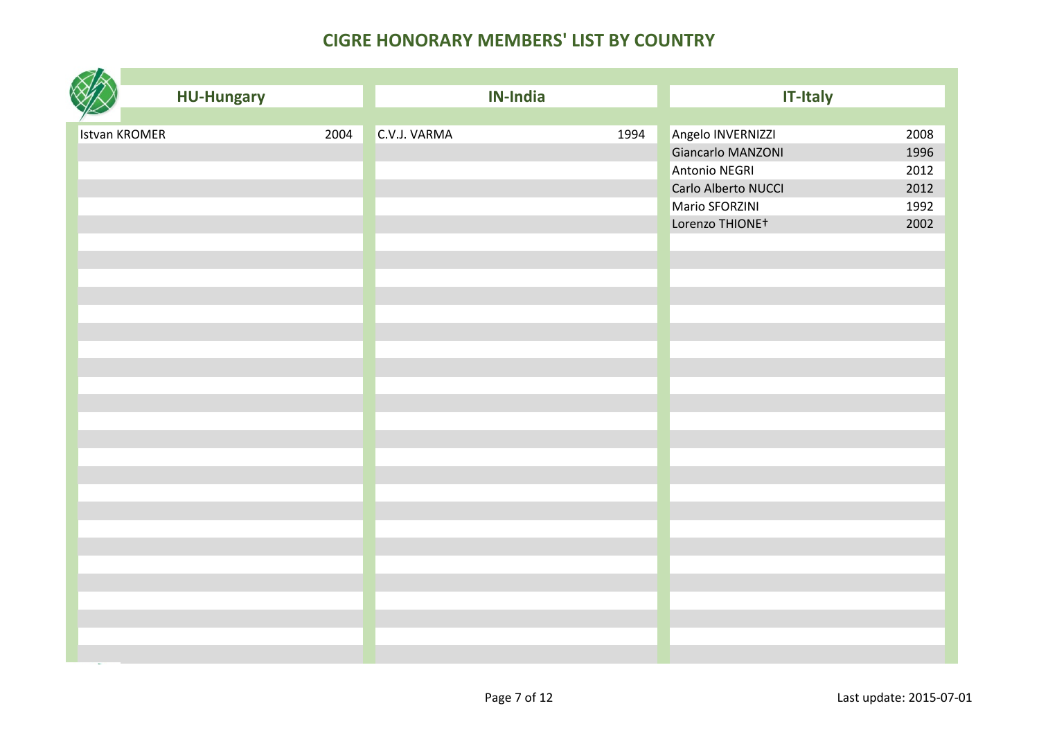# CIGRE HONORARY MEMBERS' LIST BY COUNTRY

## HU-Hungary

| Name | Year |
|---|---|
| Istvan KROMER | 2004 |

## IN-India

| Name | Year |
|---|---|
| C.V.J. VARMA | 1994 |

## IT-Italy

| Name | Year |
|---|---|
| Angelo INVERNIZZI | 2008 |
| Giancarlo MANZONI | 1996 |
| Antonio NEGRI | 2012 |
| Carlo Alberto NUCCI | 2012 |
| Mario SFORZINI | 1992 |
| Lorenzo THIONE† | 2002 |

Last update: 2015-07-01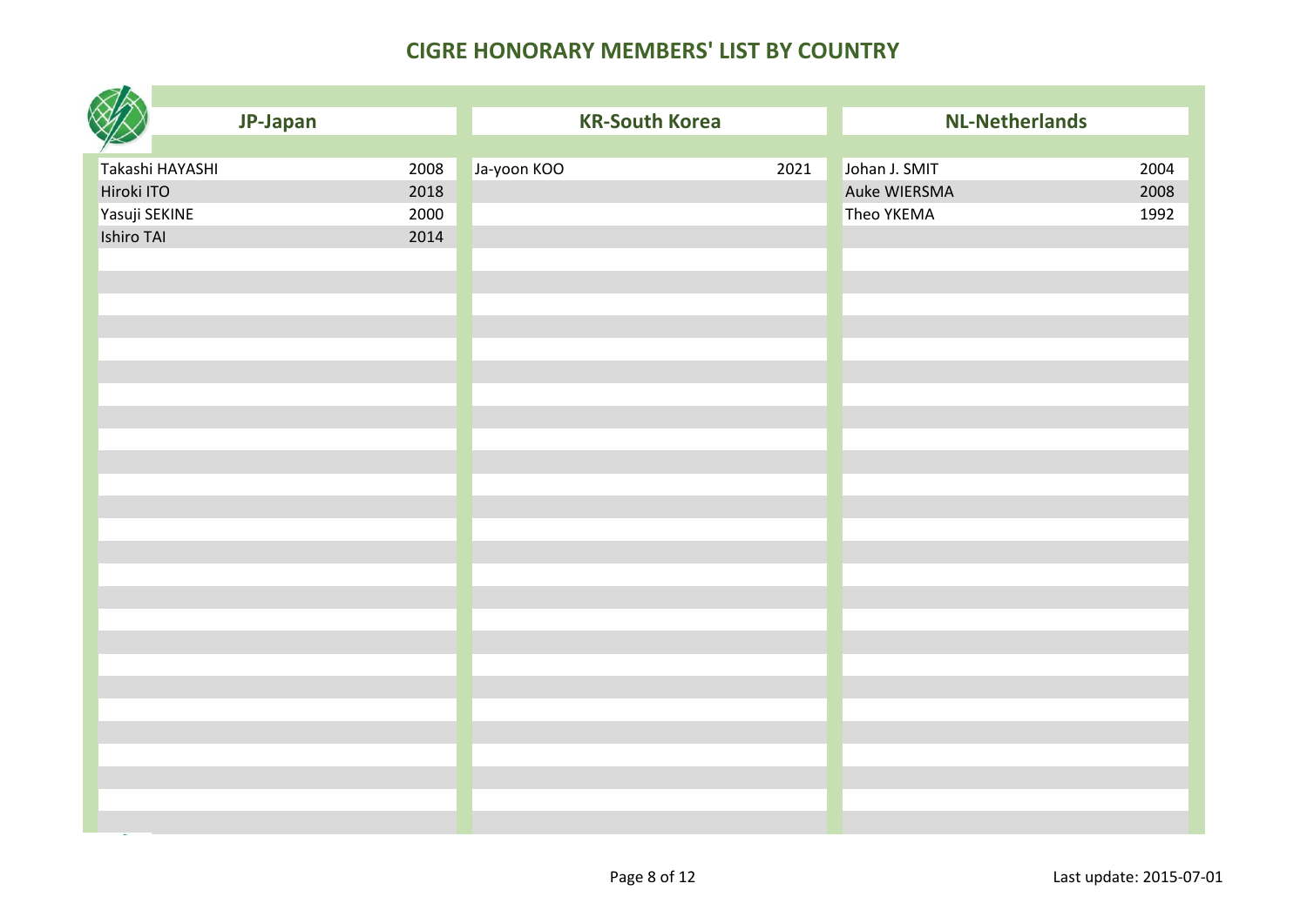# CIGRE HONORARY MEMBERS' LIST BY COUNTRY

## JP-Japan

| Name | Year |
|---|---|
| Takashi HAYASHI | 2008 |
| Hiroki ITO | 2018 |
| Yasuji SEKINE | 2000 |
| Ishiro TAI | 2014 |

## KR-South Korea

| Name | Year |
|---|---|
| Ja-yoon KOO | 2021 |

## NL-Netherlands

| Name | Year |
|---|---|
| Johan J. SMIT | 2004 |
| Auke WIERSMA | 2008 |
| Theo YKEMA | 1992 |

Last update: 2015-07-01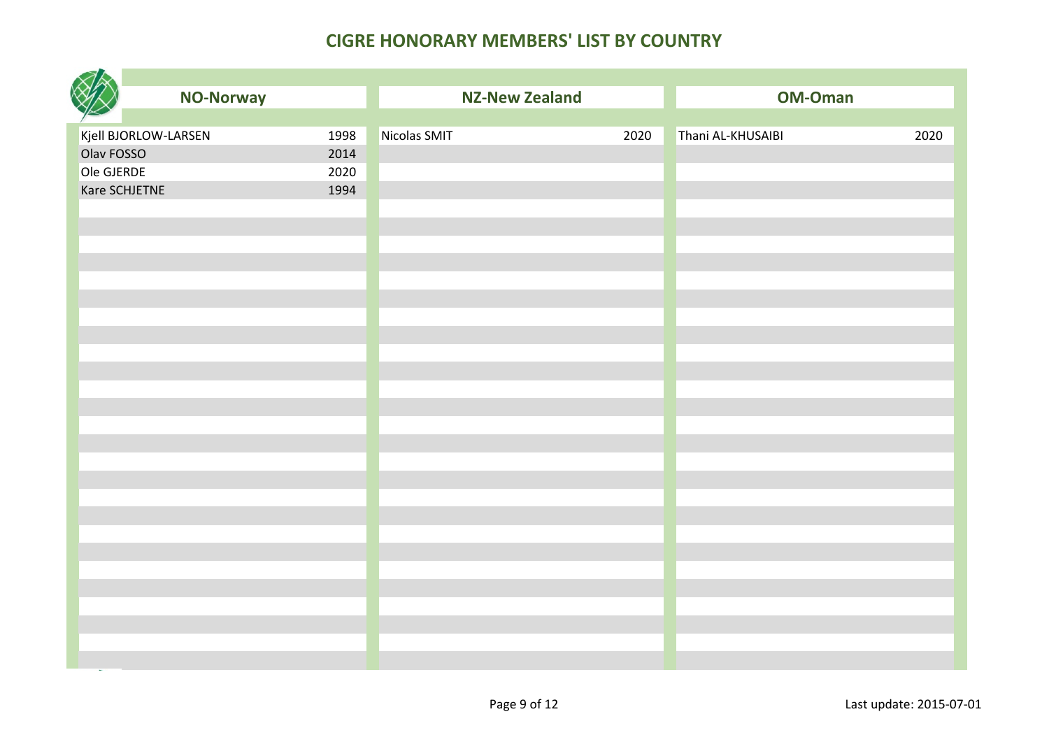# CIGRE HONORARY MEMBERS' LIST BY COUNTRY

## NO-Norway

| Name | Year |
|---|---|
| Kjell BJORLOW-LARSEN | 1998 |
| Olav FOSSO | 2014 |
| Ole GJERDE | 2020 |
| Kare SCHJETNE | 1994 |

## NZ-New Zealand

| Name | Year |
|---|---|
| Nicolas SMIT | 2020 |

## OM-Oman

| Name | Year |
|---|---|
| Thani AL-KHUSAIBI | 2020 |

Last update: 2015-07-01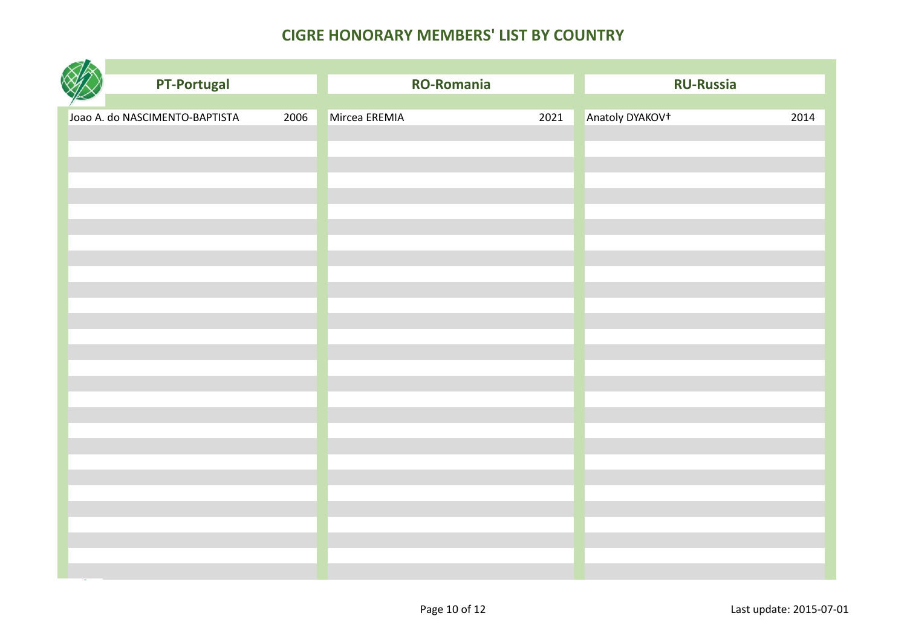# CIGRE HONORARY MEMBERS' LIST BY COUNTRY

| PT-Portugal | | RO-Romania | | RU-Russia | |
|---|---|---|---|---|---|
| Joao A. do NASCIMENTO-BAPTISTA | 2006 | Mircea EREMIA | 2021 | Anatoly DYAKOV† | 2014 |

Last update: 2015-07-01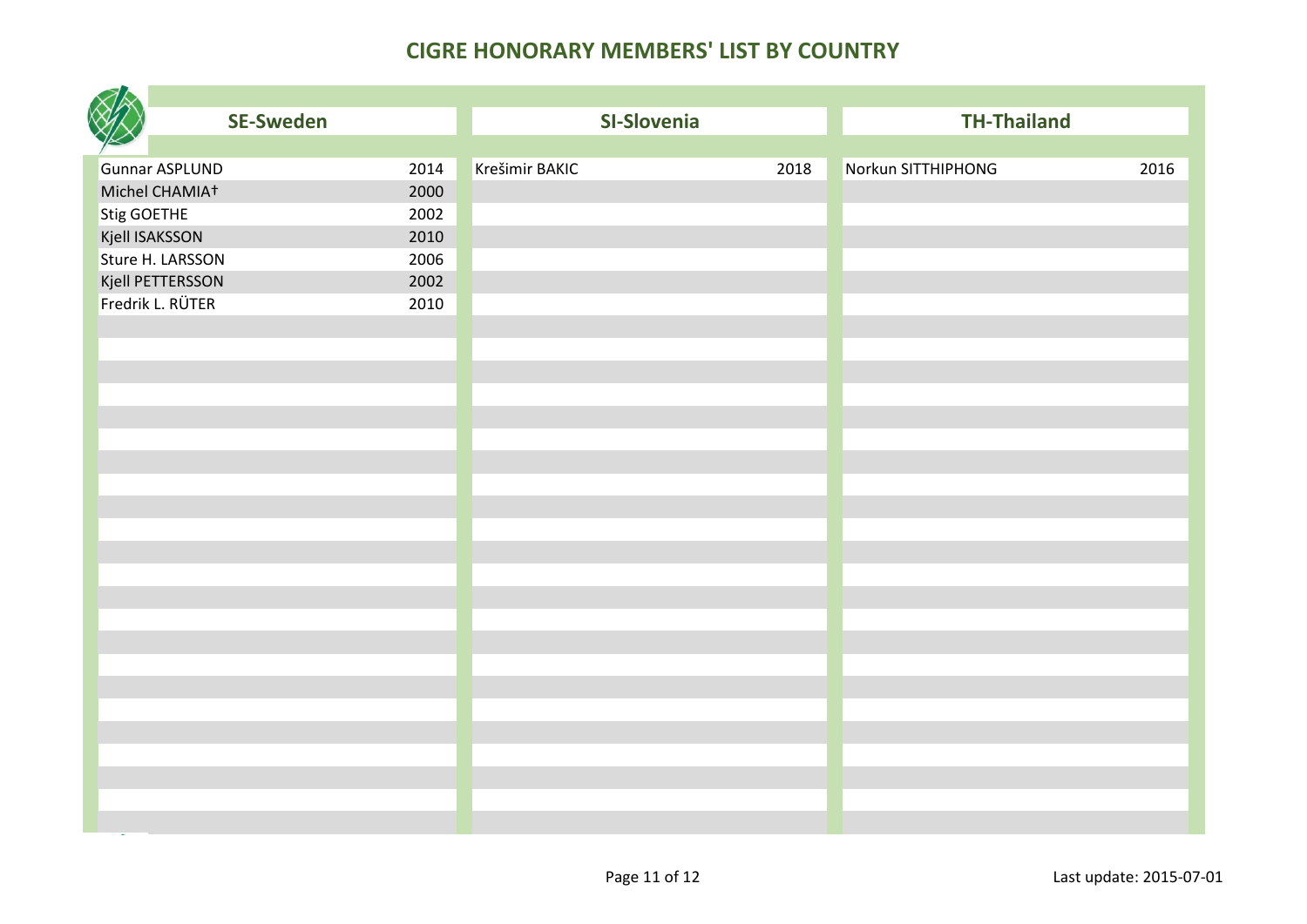# CIGRE HONORARY MEMBERS' LIST BY COUNTRY

## SE-Sweden

| Name | Year |
|---|---|
| Gunnar ASPLUND | 2014 |
| Michel CHAMIA† | 2000 |
| Stig GOETHE | 2002 |
| Kjell ISAKSSON | 2010 |
| Sture H. LARSSON | 2006 |
| Kjell PETTERSSON | 2002 |
| Fredrik L. RÜTER | 2010 |

## SI-Slovenia

| Name | Year |
|---|---|
| Krešimir BAKIC | 2018 |

## TH-Thailand

| Name | Year |
|---|---|
| Norkun SITTHIPHONG | 2016 |

Last update: 2015-07-01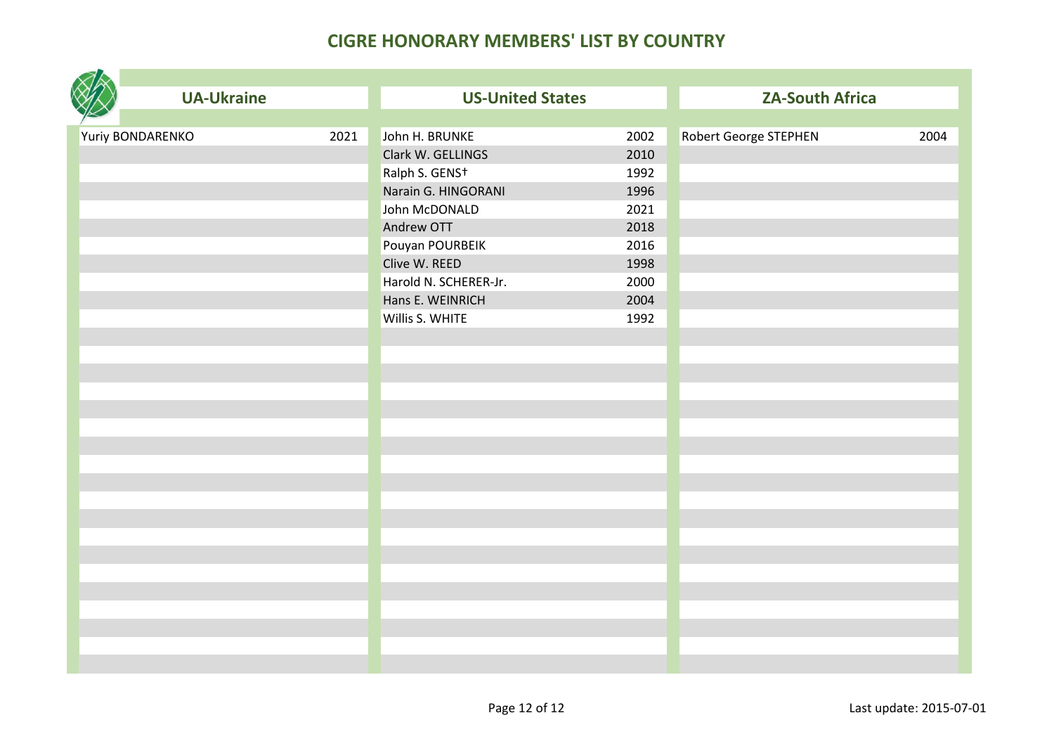# CIGRE HONORARY MEMBERS' LIST BY COUNTRY

## UA-Ukraine

| | |
|---|---|
| Yuriy BONDARENKO | 2021 |

## US-United States

| | |
|---|---|
| John H. BRUNKE | 2002 |
| Clark W. GELLINGS | 2010 |
| Ralph S. GENS† | 1992 |
| Narain G. HINGORANI | 1996 |
| John McDONALD | 2021 |
| Andrew OTT | 2018 |
| Pouyan POURBEIK | 2016 |
| Clive W. REED | 1998 |
| Harold N. SCHERER-Jr. | 2000 |
| Hans E. WEINRICH | 2004 |
| Willis S. WHITE | 1992 |

## ZA-South Africa

| | |
|---|---|
| Robert George STEPHEN | 2004 |

Last update: 2015-07-01